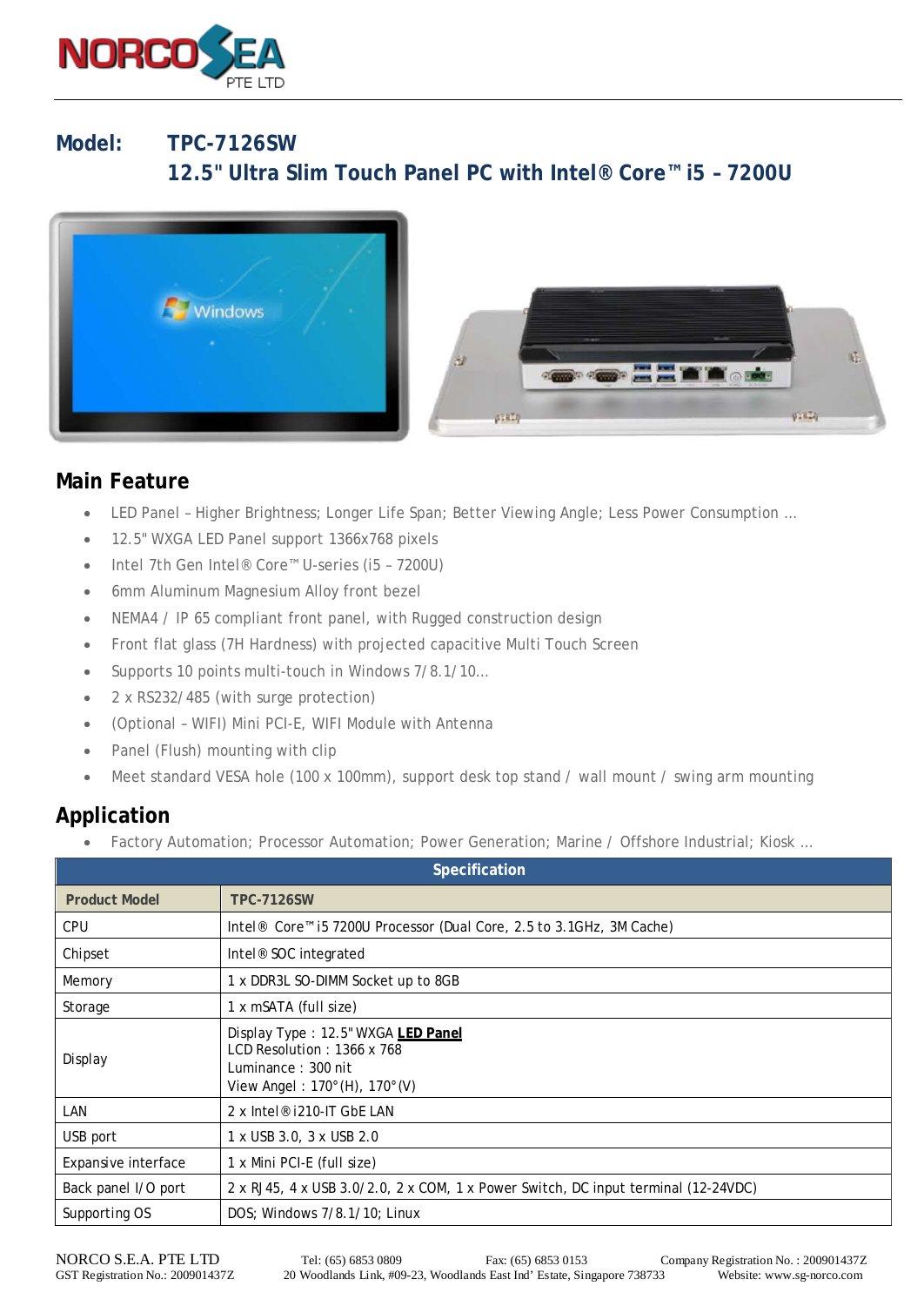**NORCO SEA** PTE LTD

# Model: TPC-7126SW
## 12.5" Ultra Slim Touch Panel PC with Intel® Core™ i5 – 7200U

## Main Feature

- LED Panel – Higher Brightness; Longer Life Span; Better Viewing Angle; Less Power Consumption …
- 12.5" WXGA LED Panel support 1366x768 pixels
- Intel 7th Gen Intel® Core™ U-series (i5 – 7200U)
- 6mm Aluminum Magnesium Alloy front bezel
- NEMA4 / IP 65 compliant front panel, with Rugged construction design
- Front flat glass (7H Hardness) with projected capacitive Multi Touch Screen
- Supports 10 points multi-touch in Windows 7/8.1/10…
- 2 x RS232/485 (with surge protection)
- (Optional – WIFI) Mini PCI-E, WIFI Module with Antenna
- Panel (Flush) mounting with clip
- Meet standard VESA hole (100 x 100mm), support desk top stand / wall mount / swing arm mounting

## Application

- Factory Automation; Processor Automation; Power Generation; Marine / Offshore Industrial; Kiosk …

| Specification | |
|---|---|
| **Product Model** | **TPC-7126SW** |
| CPU | Intel® Core™ i5 7200U Processor (Dual Core, 2.5 to 3.1GHz, 3M Cache) |
| Chipset | Intel® SOC integrated |
| Memory | 1 x DDR3L SO-DIMM Socket up to 8GB |
| Storage | 1 x mSATA (full size) |
| Display | Display Type : 12.5" WXGA **LED Panel**<br>LCD Resolution : 1366 x 768<br>Luminance : 300 nit<br>View Angle : 170°(H), 170°(V) |
| LAN | 2 x Intel® i210-IT GbE LAN |
| USB port | 1 x USB 3.0, 3 x USB 2.0 |
| Expansive interface | 1 x Mini PCI-E (full size) |
| Back panel I/O port | 2 x RJ45, 4 x USB 3.0/2.0, 2 x COM, 1 x Power Switch, DC input terminal (12-24VDC) |
| Supporting OS | DOS; Windows 7/8.1/10; Linux |

NORCO S.E.A. PTE LTD    Tel: (65) 6853 0809    Fax: (65) 6853 0153    Company Registration No. : 200901437Z
GST Registration No.: 200901437Z    20 Woodlands Link, #09-23, Woodlands East Ind' Estate, Singapore 738733    Website: www.sg-norco.com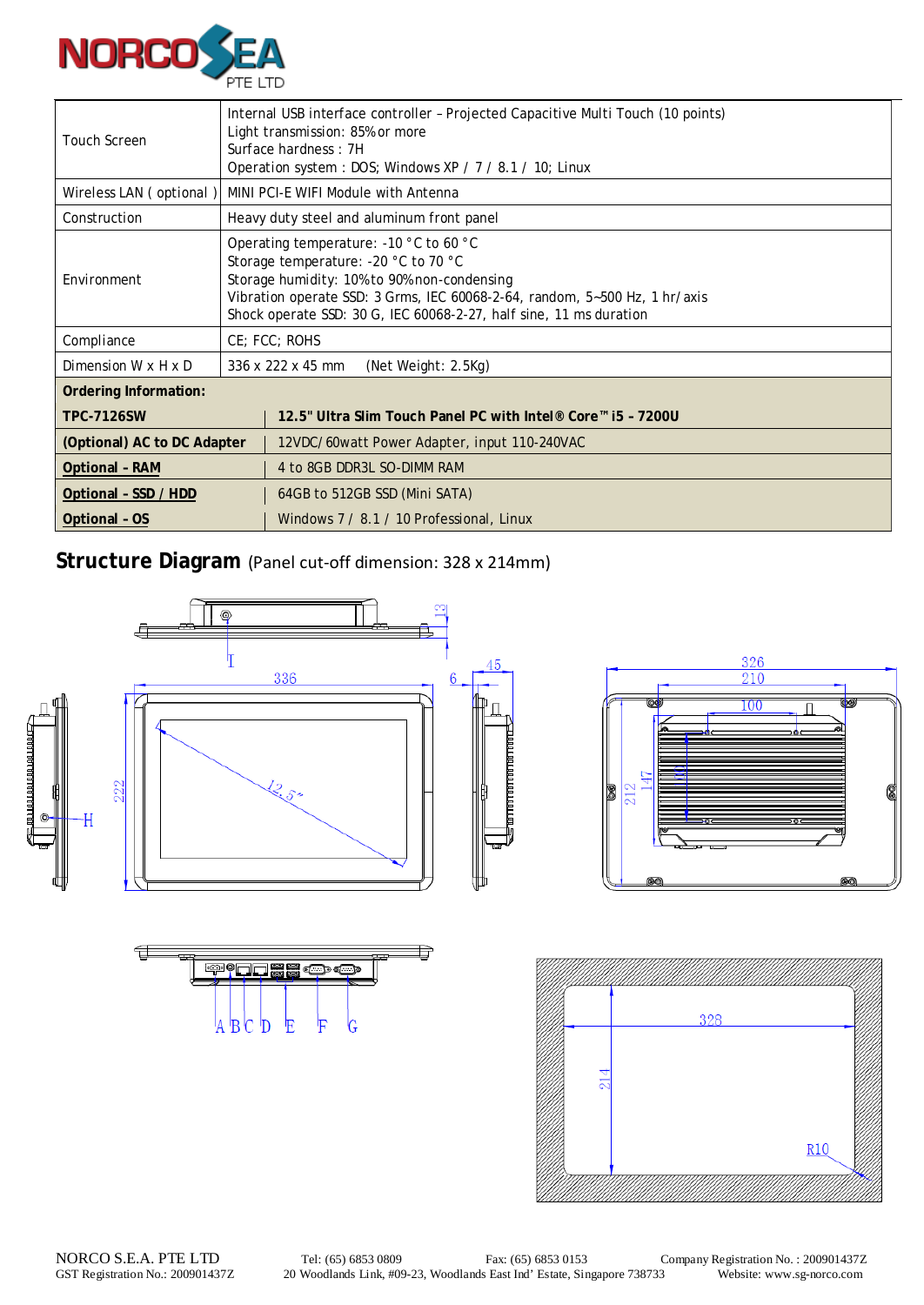| | |
|---|---|
| Touch Screen | Internal USB interface controller – Projected Capacitive Multi Touch (10 points)<br>Light transmission: 85% or more<br>Surface hardness : 7H<br>Operation system : DOS; Windows XP / 7 / 8.1 / 10; Linux |
| Wireless LAN ( optional ) | MINI PCI-E WIFI Module with Antenna |
| Construction | Heavy duty steel and aluminum front panel |
| Environment | Operating temperature: -10 °C to 60 °C<br>Storage temperature: -20 °C to 70 °C<br>Storage humidity: 10% to 90% non-condensing<br>Vibration operate SSD: 3 Grms, IEC 60068-2-64, random, 5~500 Hz, 1 hr/axis<br>Shock operate SSD: 30 G, IEC 60068-2-27, half sine, 11 ms duration |
| Compliance | CE; FCC; ROHS |
| Dimension W x H x D | 336 x 222 x 45 mm (Net Weight: 2.5Kg) |

**Ordering Information:**

| | |
|---|---|
| **TPC-7126SW** | **12.5" Ultra Slim Touch Panel PC with Intel® Core™ i5 - 7200U** |
| **(Optional) AC to DC Adapter** | 12VDC/60watt Power Adapter, input 110-240VAC |
| **Optional - RAM** | 4 to 8GB DDR3L SO-DIMM RAM |
| **Optional - SSD / HDD** | 64GB to 512GB SSD (Mini SATA) |
| **Optional - OS** | Windows 7 / 8.1 / 10 Professional, Linux |

## Structure Diagram (Panel cut-off dimension: 328 x 214mm)

13
I
336
6
45
222
12.5"
H
326
210
100
212
147
A B C D E F G
328
214
R10

NORCO S.E.A. PTE LTD
GST Registration No.: 200901437Z
Tel: (65) 6853 0809
Fax: (65) 6853 0153
20 Woodlands Link, #09-23, Woodlands East Ind' Estate, Singapore 738733
Company Registration No. : 200901437Z
Website: www.sg-norco.com